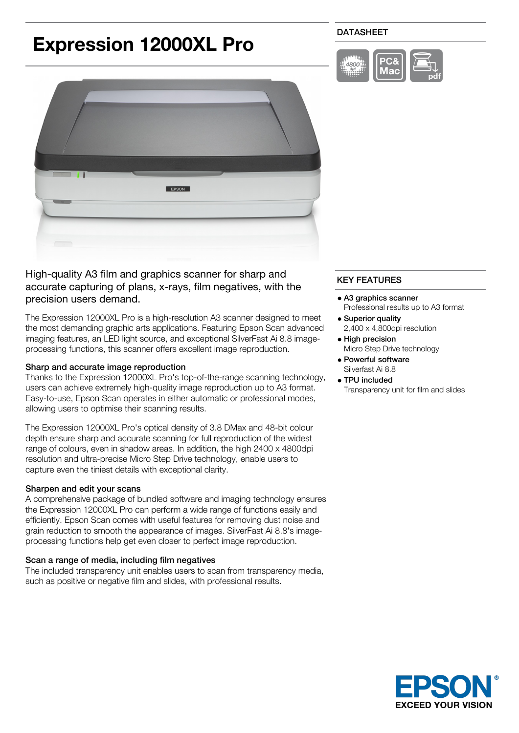# Expression 12000XL Pro

DATASHEET

High-quality A3 film and graphics scanner for sharp and accurate capturing of plans, x-rays, film negatives, with the precision users demand.

The Expression 12000XL Pro is a high-resolution A3 scanner designed to meet the most demanding graphic arts applications. Featuring Epson Scan advanced imaging features, an LED light source, and exceptional SilverFast Ai 8.8 image-processing functions, this scanner offers excellent image reproduction.

### Sharp and accurate image reproduction

Thanks to the Expression 12000XL Pro's top-of-the-range scanning technology, users can achieve extremely high-quality image reproduction up to A3 format. Easy-to-use, Epson Scan operates in either automatic or professional modes, allowing users to optimise their scanning results.

The Expression 12000XL Pro's optical density of 3.8 DMax and 48-bit colour depth ensure sharp and accurate scanning for full reproduction of the widest range of colours, even in shadow areas. In addition, the high 2400 x 4800dpi resolution and ultra-precise Micro Step Drive technology, enable users to capture even the tiniest details with exceptional clarity.

### Sharpen and edit your scans

A comprehensive package of bundled software and imaging technology ensures the Expression 12000XL Pro can perform a wide range of functions easily and efficiently. Epson Scan comes with useful features for removing dust noise and grain reduction to smooth the appearance of images. SilverFast Ai 8.8's image-processing functions help get even closer to perfect image reproduction.

### Scan a range of media, including film negatives

The included transparency unit enables users to scan from transparency media, such as positive or negative film and slides, with professional results.

## KEY FEATURES

- **A3 graphics scanner**
  Professional results up to A3 format
- **Superior quality**
  2,400 x 4,800dpi resolution
- **High precision**
  Micro Step Drive technology
- **Powerful software**
  Silverfast Ai 8.8
- **TPU included**
  Transparency unit for film and slides

EPSON
EXCEED YOUR VISION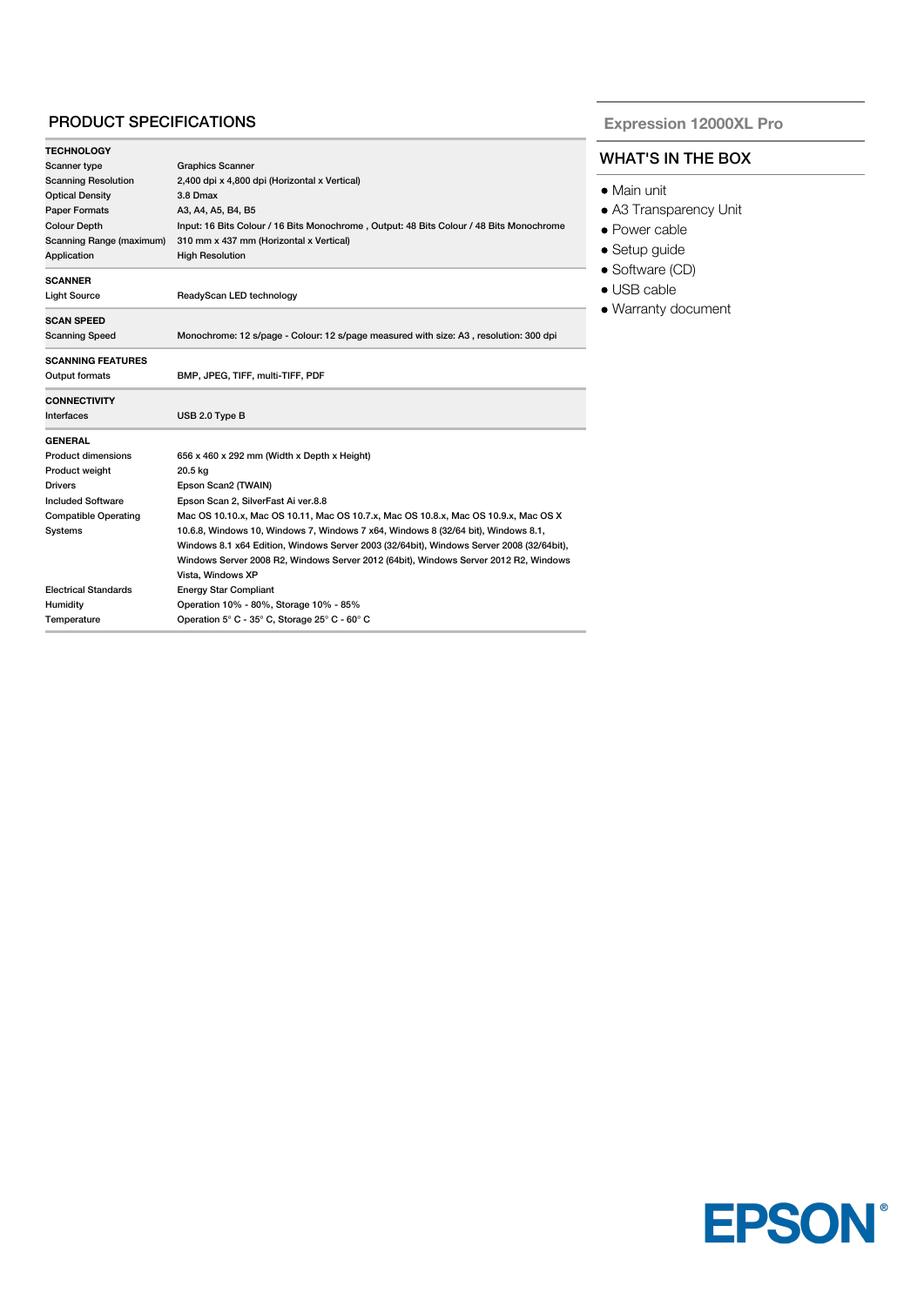## PRODUCT SPECIFICATIONS

| **TECHNOLOGY** | |
|---|---|
| Scanner type | Graphics Scanner |
| Scanning Resolution | 2,400 dpi x 4,800 dpi (Horizontal x Vertical) |
| Optical Density | 3.8 Dmax |
| Paper Formats | A3, A4, A5, B4, B5 |
| Colour Depth | Input: 16 Bits Colour / 16 Bits Monochrome , Output: 48 Bits Colour / 48 Bits Monochrome |
| Scanning Range (maximum) | 310 mm x 437 mm (Horizontal x Vertical) |
| Application | High Resolution |
| **SCANNER** | |
| Light Source | ReadyScan LED technology |
| **SCAN SPEED** | |
| Scanning Speed | Monochrome: 12 s/page - Colour: 12 s/page measured with size: A3 , resolution: 300 dpi |
| **SCANNING FEATURES** | |
| Output formats | BMP, JPEG, TIFF, multi-TIFF, PDF |
| **CONNECTIVITY** | |
| Interfaces | USB 2.0 Type B |
| **GENERAL** | |
| Product dimensions | 656 x 460 x 292 mm (Width x Depth x Height) |
| Product weight | 20.5 kg |
| Drivers | Epson Scan2 (TWAIN) |
| Included Software | Epson Scan 2, SilverFast Ai ver.8.8 |
| Compatible Operating Systems | Mac OS 10.10.x, Mac OS 10.11, Mac OS 10.7.x, Mac OS 10.8.x, Mac OS 10.9.x, Mac OS X 10.6.8, Windows 10, Windows 7, Windows 7 x64, Windows 8 (32/64 bit), Windows 8.1, Windows 8.1 x64 Edition, Windows Server 2003 (32/64bit), Windows Server 2008 (32/64bit), Windows Server 2008 R2, Windows Server 2012 (64bit), Windows Server 2012 R2, Windows Vista, Windows XP |
| Electrical Standards | Energy Star Compliant |
| Humidity | Operation 10% - 80%, Storage 10% - 85% |
| Temperature | Operation 5° C - 35° C, Storage 25° C - 60° C |

**Expression 12000XL Pro**

## WHAT'S IN THE BOX

- Main unit
- A3 Transparency Unit
- Power cable
- Setup guide
- Software (CD)
- USB cable
- Warranty document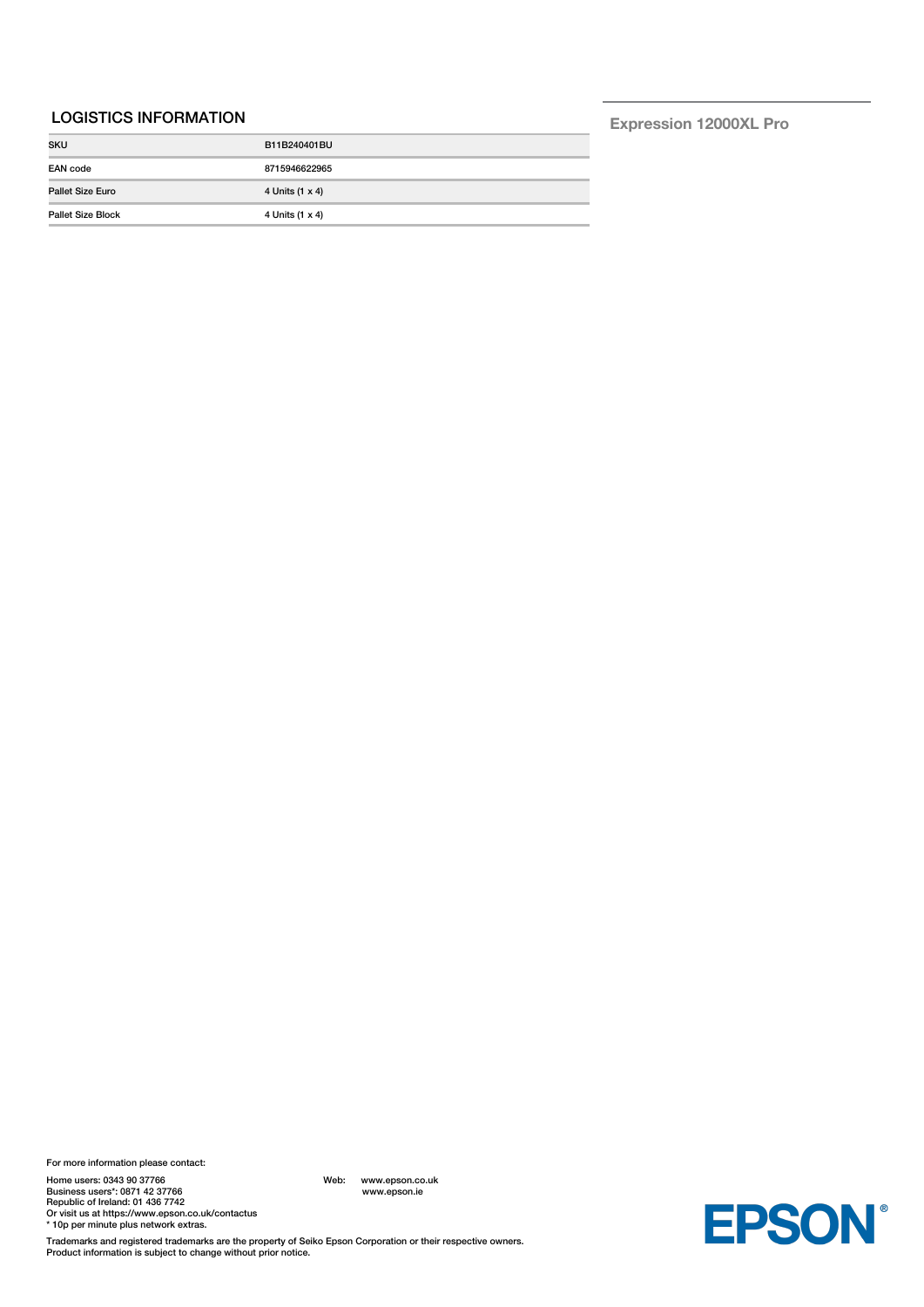## LOGISTICS INFORMATION

| | |
|---|---|
| SKU | B11B240401BU |
| EAN code | 8715946622965 |
| Pallet Size Euro | 4 Units (1 x 4) |
| Pallet Size Block | 4 Units (1 x 4) |

**Expression 12000XL Pro**

For more information please contact:

Home users: 0343 90 37766
Business users*: 0871 42 37766
Republic of Ireland: 01 436 7742
Or visit us at https://www.epson.co.uk/contactus
* 10p per minute plus network extras.

Web: www.epson.co.uk
www.epson.ie

Trademarks and registered trademarks are the property of Seiko Epson Corporation or their respective owners.
Product information is subject to change without prior notice.

EPSON®